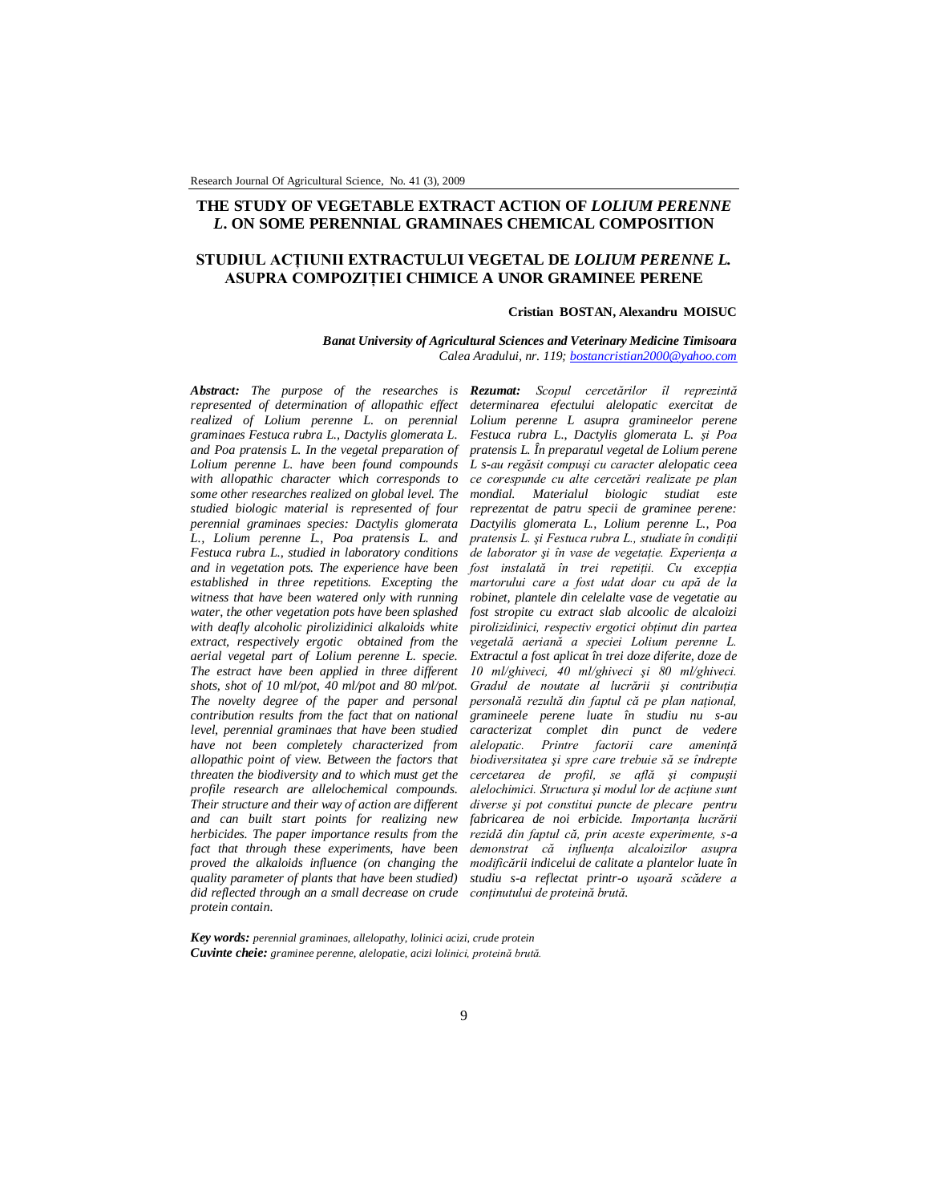# THE STUDY OF VEGETABLE EXTRACT ACTION OF *LOLIUM PERENNE L.* ON SOME PERENNIAL GRAMINAES CHEMICAL COMPOSITION

# STUDIUL ACȚIUNII EXTRACTULUI VEGETAL DE *LOLIUM PERENNE L.* ASUPRA COMPOZIȚIEI CHIMICE A UNOR GRAMINEE PERENE

**Cristian BOSTAN, Alexandru MOISUC**

***Banat University of Agricultural Sciences and Veterinary Medicine Timisoara***
*Calea Aradului, nr. 119; bostancristian2000@yahoo.com*

***Abstract:*** *The purpose of the researches is represented of determination of allopathic effect realized of Lolium perenne L. on perennial graminaes Festuca rubra L., Dactylis glomerata L. and Poa pratensis L. In the vegetal preparation of Lolium perenne L. have been found compounds with allopathic character which corresponds to some other researches realized on global level. The studied biologic material is represented of four perennial graminaes species: Dactylis glomerata L., Lolium perenne L., Poa pratensis L. and Festuca rubra L., studied in laboratory conditions and in vegetation pots. The experience have been established in three repetitions. Excepting the witness that have been watered only with running water, the other vegetation pots have been splashed with deafly alcoholic pirolizidinici alkaloids white extract, respectively ergotic obtained from the aerial vegetal part of Lolium perenne L. specie. The estract have been applied in three different shots, shot of 10 ml/pot, 40 ml/pot and 80 ml/pot. The novelty degree of the paper and personal contribution results from the fact that on national level, perennial graminaes that have been studied have not been completely characterized from allopathic point of view. Between the factors that threaten the biodiversity and to which must get the profile research are allelochemical compounds. Their structure and their way of action are different and can built start points for realizing new herbicides. The paper importance results from the fact that through these experiments, have been proved the alkaloids influence (on changing the quality parameter of plants that have been studied) did reflected through an a small decrease on crude protein contain.*

***Rezumat:*** *Scopul cercetărilor îl reprezintă determinarea efectului alelopatic exercitat de Lolium perenne L asupra gramineelor perene Festuca rubra L., Dactylis glomerata L. şi Poa pratensis L. În preparatul vegetal de Lolium perenne L s-au regăsit compuşi cu caracter alelopatic ceea ce corespunde cu alte cercetări realizate pe plan mondial. Materialul biologic studiat este reprezentat de patru specii de graminee perene: Dactyilis glomerata L., Lolium perenne L., Poa pratensis L. şi Festuca rubra L., studiate în condiții de laborator şi în vase de vegetație. Experiența a fost instalată în trei repetiții. Cu excepția martorului care a fost udat doar cu apă de la robinet, plantele din celelalte vase de vegetatie au fost stropite cu extract slab alcoolic de alcaloizi pirolizidinici, respectiv ergotici obținut din partea vegetală aeriană a speciei Lolium perenne L. Extractul a fost aplicat în trei doze diferite, doze de 10 ml/ghiveci, 40 ml/ghiveci şi 80 ml/ghiveci. Gradul de noutate al lucrării şi contribuția personală rezultă din faptul că pe plan național, gramineele perene luate în studiu nu s-au caracterizat complet din punct de vedere alelopatic. Printre factorii care amenință biodiversitatea şi spre care trebuie să se îndrepte cercetarea de profil, se află şi compuşii alelochimici. Structura şi modul lor de acțiune sunt diverse şi pot constitui puncte de plecare pentru fabricarea de noi erbicide. Importanța lucrării rezidă din faptul că, prin aceste experimente, s-a demonstrat că influența alcaloizilor asupra modificării indicelui de calitate a plantelor luate în studiu s-a reflectat printr-o uşoară scădere a conținutului de proteină brută.*

***Key words:*** *perennial graminaes, allelopathy, lolinici acizi, crude protein*
***Cuvinte cheie:*** *graminee perene, alelopatie, acizi lolinici, proteină brută.*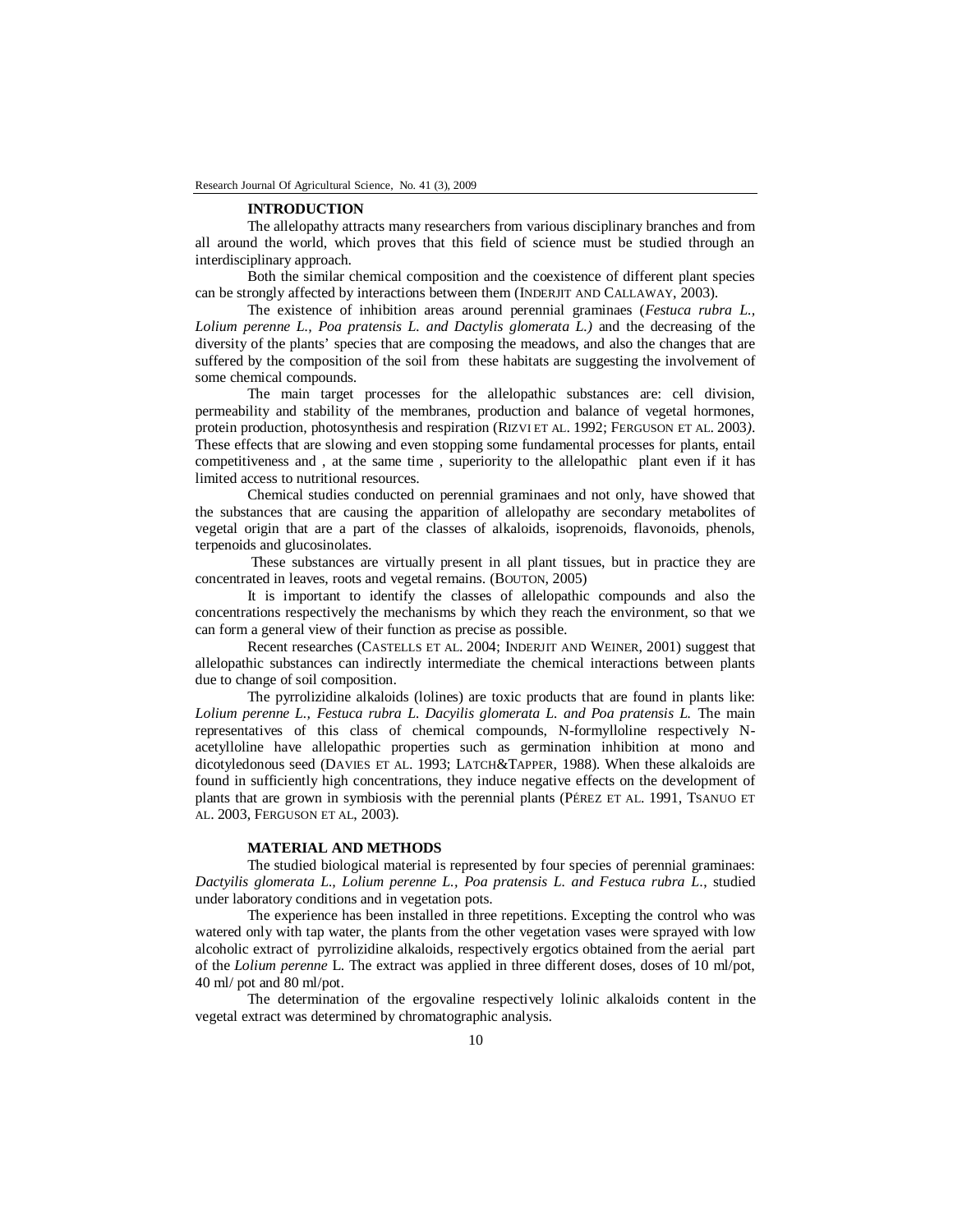## INTRODUCTION

The allelopathy attracts many researchers from various disciplinary branches and from all around the world, which proves that this field of science must be studied through an interdisciplinary approach.

Both the similar chemical composition and the coexistence of different plant species can be strongly affected by interactions between them (INDERJIT AND CALLAWAY, 2003).

The existence of inhibition areas around perennial graminaes (*Festuca rubra L., Lolium perenne L., Poa pratensis L. and Dactylis glomerata L.)* and the decreasing of the diversity of the plants' species that are composing the meadows, and also the changes that are suffered by the composition of the soil from these habitats are suggesting the involvement of some chemical compounds.

The main target processes for the allelopathic substances are: cell division, permeability and stability of the membranes, production and balance of vegetal hormones, protein production, photosynthesis and respiration (RIZVI ET AL. 1992; FERGUSON ET AL. 2003). These effects that are slowing and even stopping some fundamental processes for plants, entail competitiveness and , at the same time , superiority to the allelopathic plant even if it has limited access to nutritional resources.

Chemical studies conducted on perennial graminaes and not only, have showed that the substances that are causing the apparition of allelopathy are secondary metabolites of vegetal origin that are a part of the classes of alkaloids, isoprenoids, flavonoids, phenols, terpenoids and glucosinolates.

These substances are virtually present in all plant tissues, but in practice they are concentrated in leaves, roots and vegetal remains. (BOUTON, 2005)

It is important to identify the classes of allelopathic compounds and also the concentrations respectively the mechanisms by which they reach the environment, so that we can form a general view of their function as precise as possible.

Recent researches (CASTELLS ET AL. 2004; INDERJIT AND WEINER, 2001) suggest that allelopathic substances can indirectly intermediate the chemical interactions between plants due to change of soil composition.

The pyrrolizidine alkaloids (lolines) are toxic products that are found in plants like: *Lolium perenne L., Festuca rubra L. Dacyilis glomerata L. and Poa pratensis L.* The main representatives of this class of chemical compounds, N-formylloline respectively N-acetylloline have allelopathic properties such as germination inhibition at mono and dicotyledonous seed (DAVIES ET AL. 1993; LATCH&TAPPER, 1988). When these alkaloids are found in sufficiently high concentrations, they induce negative effects on the development of plants that are grown in symbiosis with the perennial plants (PÉREZ ET AL. 1991, TSANUO ET AL. 2003, FERGUSON ET AL, 2003).

## MATERIAL AND METHODS

The studied biological material is represented by four species of perennial graminaes: *Dactyilis glomerata L., Lolium perenne L., Poa pratensis L. and Festuca rubra L.*, studied under laboratory conditions and in vegetation pots.

The experience has been installed in three repetitions. Excepting the control who was watered only with tap water, the plants from the other vegetation vases were sprayed with low alcoholic extract of pyrrolizidine alkaloids, respectively ergotics obtained from the aerial part of the *Lolium perenne* L. The extract was applied in three different doses, doses of 10 ml/pot, 40 ml/ pot and 80 ml/pot.

The determination of the ergovaline respectively lolinic alkaloids content in the vegetal extract was determined by chromatographic analysis.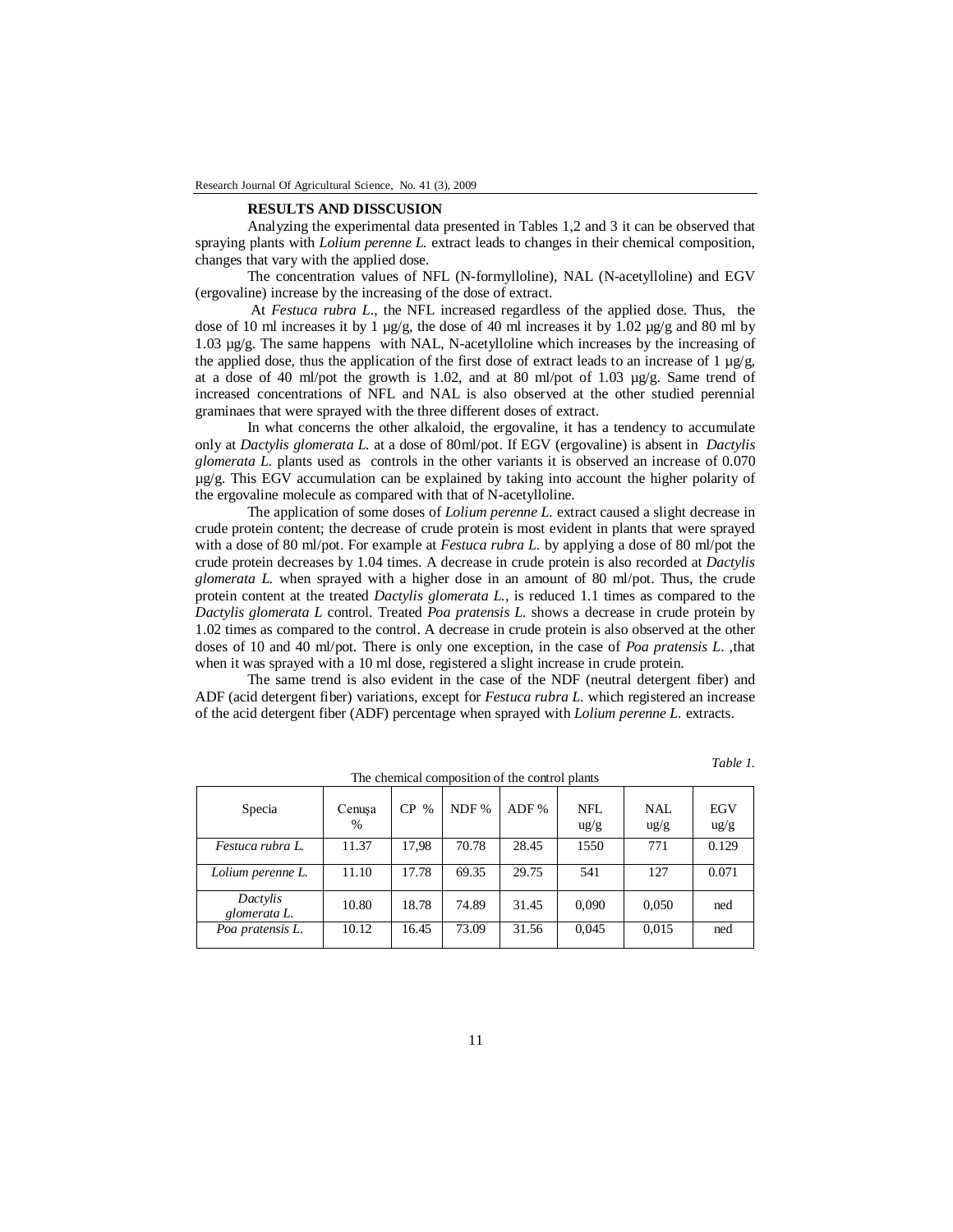## RESULTS AND DISSCUSION

Analyzing the experimental data presented in Tables 1,2 and 3 it can be observed that spraying plants with *Lolium perenne L.* extract leads to changes in their chemical composition, changes that vary with the applied dose.

The concentration values of NFL (N-formylloline), NAL (N-acetylloline) and EGV (ergovaline) increase by the increasing of the dose of extract.

At *Festuca rubra L.*, the NFL increased regardless of the applied dose. Thus, the dose of 10 ml increases it by 1 µg/g, the dose of 40 ml increases it by 1.02 µg/g and 80 ml by 1.03 µg/g. The same happens with NAL, N-acetylloline which increases by the increasing of the applied dose, thus the application of the first dose of extract leads to an increase of 1 µg/g, at a dose of 40 ml/pot the growth is 1.02, and at 80 ml/pot of 1.03 µg/g. Same trend of increased concentrations of NFL and NAL is also observed at the other studied perennial graminaes that were sprayed with the three different doses of extract.

In what concerns the other alkaloid, the ergovaline, it has a tendency to accumulate only at *Dactylis glomerata L.* at a dose of 80ml/pot. If EGV (ergovaline) is absent in *Dactylis glomerata L.* plants used as controls in the other variants it is observed an increase of 0.070 µg/g. This EGV accumulation can be explained by taking into account the higher polarity of the ergovaline molecule as compared with that of N-acetylloline.

The application of some doses of *Lolium perenne L.* extract caused a slight decrease in crude protein content; the decrease of crude protein is most evident in plants that were sprayed with a dose of 80 ml/pot. For example at *Festuca rubra L.* by applying a dose of 80 ml/pot the crude protein decreases by 1.04 times. A decrease in crude protein is also recorded at *Dactylis glomerata L.* when sprayed with a higher dose in an amount of 80 ml/pot. Thus, the crude protein content at the treated *Dactylis glomerata L.*, is reduced 1.1 times as compared to the *Dactylis glomerata L* control. Treated *Poa pratensis L.* shows a decrease in crude protein by 1.02 times as compared to the control. A decrease in crude protein is also observed at the other doses of 10 and 40 ml/pot. There is only one exception, in the case of *Poa pratensis L.* ,that when it was sprayed with a 10 ml dose, registered a slight increase in crude protein.

The same trend is also evident in the case of the NDF (neutral detergent fiber) and ADF (acid detergent fiber) variations, except for *Festuca rubra L.* which registered an increase of the acid detergent fiber (ADF) percentage when sprayed with *Lolium perenne L.* extracts.

*Table 1.*

The chemical composition of the control plants

| Specia | Cenușa % | CP % | NDF % | ADF % | NFL ug/g | NAL ug/g | EGV ug/g |
|---|---|---|---|---|---|---|---|
| *Festuca rubra L.* | 11.37 | 17,98 | 70.78 | 28.45 | 1550 | 771 | 0.129 |
| *Lolium perenne L.* | 11.10 | 17.78 | 69.35 | 29.75 | 541 | 127 | 0.071 |
| *Dactylis glomerata L.* | 10.80 | 18.78 | 74.89 | 31.45 | 0,090 | 0,050 | ned |
| *Poa pratensis L.* | 10.12 | 16.45 | 73.09 | 31.56 | 0,045 | 0,015 | ned |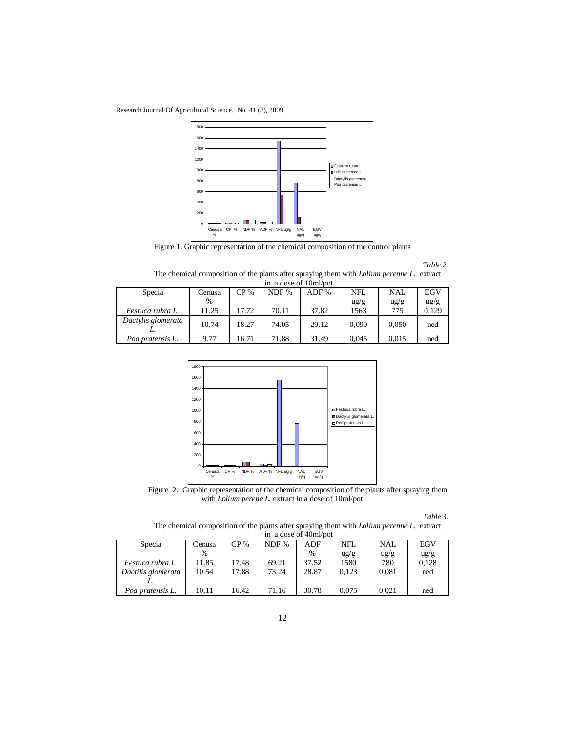Figure 1. Graphic representation of the chemical composition of the control plants

*Table 2.*

The chemical composition of the plants after spraying them with *Lolium perenne L.* extract in a dose of 10ml/pot

| Specia | Cenusa % | CP % | NDF % | ADF % | NFL ug/g | NAL ug/g | EGV ug/g |
|---|---|---|---|---|---|---|---|
| *Festuca rubra L.* | 11.25 | 17.72 | 70.11 | 37.82 | 1563 | 775 | 0.129 |
| *Dactylis glomerata L.* | 10.74 | 18.27 | 74.05 | 29.12 | 0,090 | 0,050 | ned |
| *Poa pratensis L.* | 9.77 | 16.71 | 71.88 | 31.49 | 0,045 | 0,015 | ned |

Figure 2. Graphic representation of the chemical composition of the plants after spraying them with *Lolium perene L.* extract in a dose of 10ml/pot

*Table 3.*

The chemical composition of the plants after spraying them with *Lolium perenne L.* extract in a dose of 40ml/pot

| Specia | Cenusa % | CP % | NDF % | ADF % | NFL ug/g | NAL ug/g | EGV ug/g |
|---|---|---|---|---|---|---|---|
| *Festuca rubra L.* | 11.85 | 17.48 | 69.21 | 37.52 | 1580 | 780 | 0,128 |
| *Dactilis glomerata L.* | 10.54 | 17.88 | 73.24 | 28.87 | 0,123 | 0,081 | ned |
| *Poa pratensis L.* | 10,11 | 16.42 | 71.16 | 30.78 | 0,075 | 0,021 | ned |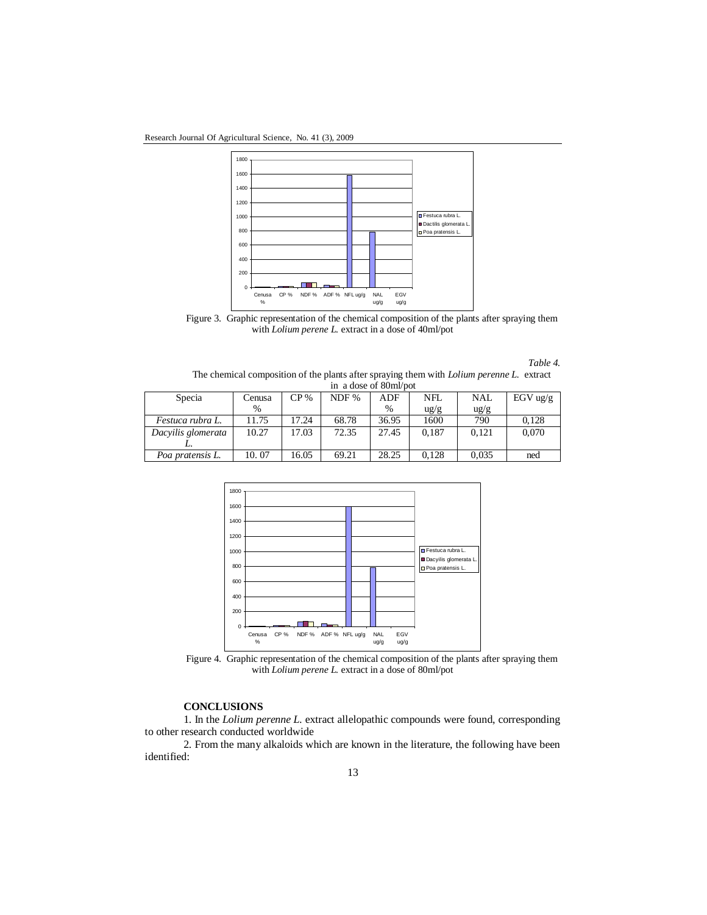Figure 3. Graphic representation of the chemical composition of the plants after spraying them with *Lolium perene L.* extract in a dose of 40ml/pot

*Table 4.*

The chemical composition of the plants after spraying them with *Lolium perenne L.* extract in a dose of 80ml/pot

| Specia | Cenusa % | CP % | NDF % | ADF % | NFL ug/g | NAL ug/g | EGV ug/g |
|---|---|---|---|---|---|---|---|
| *Festuca rubra L.* | 11.75 | 17.24 | 68.78 | 36.95 | 1600 | 790 | 0,128 |
| *Dacyilis glomerata L.* | 10.27 | 17.03 | 72.35 | 27.45 | 0,187 | 0,121 | 0,070 |
| *Poa pratensis L.* | 10. 07 | 16.05 | 69.21 | 28.25 | 0,128 | 0,035 | ned |

Figure 4. Graphic representation of the chemical composition of the plants after spraying them with *Lolium perene L.* extract in a dose of 80ml/pot

## CONCLUSIONS

1. In the *Lolium perenne L.* extract allelopathic compounds were found, corresponding to other research conducted worldwide

2. From the many alkaloids which are known in the literature, the following have been identified: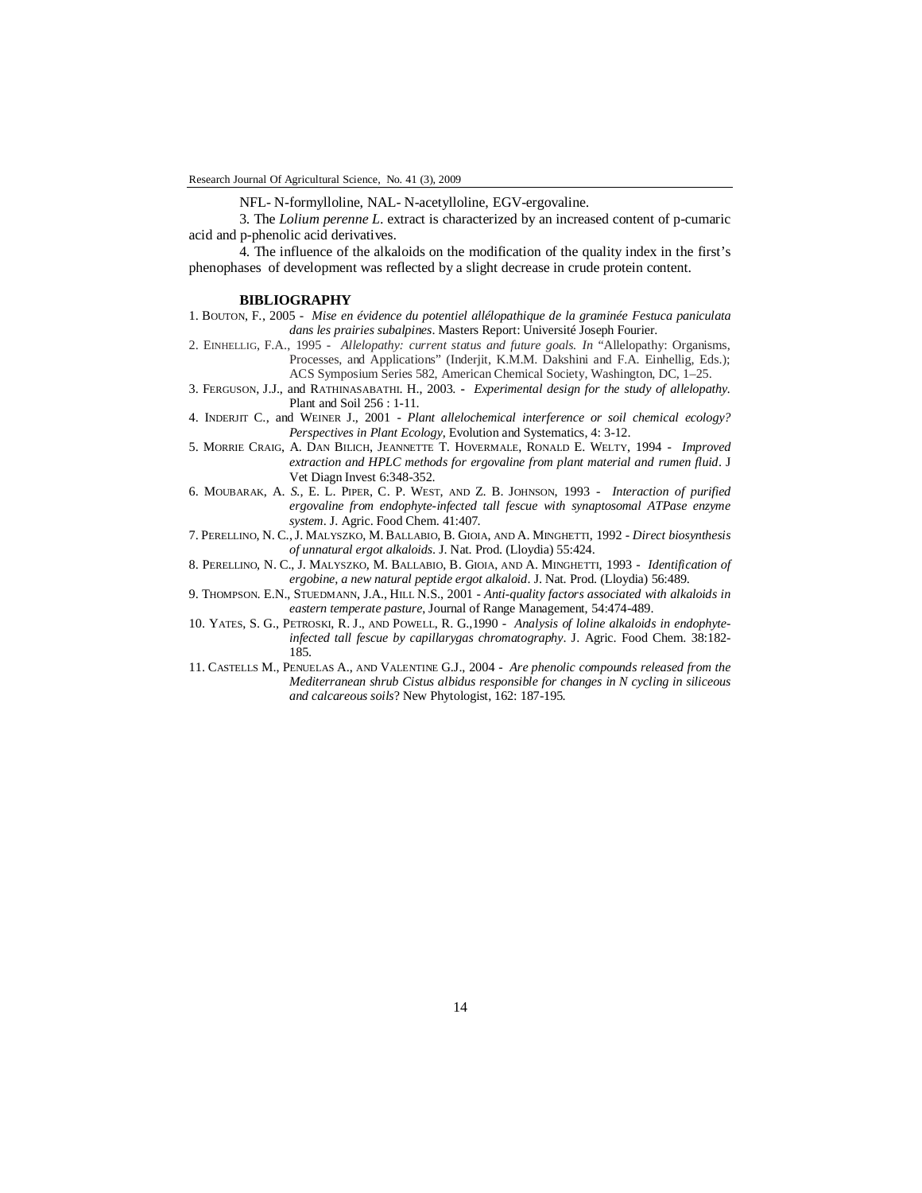NFL- N-formylloline, NAL- N-acetylloline, EGV-ergovaline.

3. The *Lolium perenne L*. extract is characterized by an increased content of p-cumaric acid and p-phenolic acid derivatives.

4. The influence of the alkaloids on the modification of the quality index in the first's phenophases of development was reflected by a slight decrease in crude protein content.

**BIBLIOGRAPHY**

1. BOUTON, F., 2005 - *Mise en évidence du potentiel allélopathique de la graminée Festuca paniculata dans les prairies subalpines*. Masters Report: Université Joseph Fourier.
2. EINHELLIG, F.A., 1995 - *Allelopathy: current status and future goals. In* "Allelopathy: Organisms, Processes, and Applications" (Inderjit, K.M.M. Dakshini and F.A. Einhellig, Eds.); ACS Symposium Series 582, American Chemical Society, Washington, DC, 1–25.
3. FERGUSON, J.J., and RATHINASABATHI. H., 2003. - *Experimental design for the study of allelopathy.* Plant and Soil 256 : 1-11.
4. INDERJIT C., and WEINER J., 2001 - *Plant allelochemical interference or soil chemical ecology? Perspectives in Plant Ecology*, Evolution and Systematics, 4: 3-12.
5. MORRIE CRAIG, A. DAN BILICH, JEANNETTE T. HOVERMALE, RONALD E. WELTY, 1994 - *Improved extraction and HPLC methods for ergovaline from plant material and rumen fluid*. J Vet Diagn Invest 6:348-352.
6. MOUBARAK, A. *S.*, E. L. PIPER, C. P. WEST, AND Z. B. JOHNSON, 1993 - *Interaction of purified ergovaline from endophyte-infected tall fescue with synaptosomal ATPase enzyme system*. J. Agric. Food Chem. 41:407.
7. PERELLINO, N. C., J. MALYSZKO, M. BALLABIO, B. GIOIA, AND A. MINGHETTI, 1992 - *Direct biosynthesis of unnatural ergot alkaloids*. J. Nat. Prod. (Lloydia) 55:424.
8. PERELLINO, N. C., J. MALYSZKO, M. BALLABIO, B. GIOIA, AND A. MINGHETTI, 1993 - *Identification of ergobine, a new natural peptide ergot alkaloid*. J. Nat. Prod. (Lloydia) 56:489.
9. THOMPSON. E.N., STUEDMANN, J.A., HILL N.S., 2001 - *Anti-quality factors associated with alkaloids in eastern temperate pasture*, Journal of Range Management, 54:474-489.
10. YATES, S. G., PETROSKI, R. J., AND POWELL, R. G.,1990 - *Analysis of loline alkaloids in endophyte-infected tall fescue by capillarygas chromatography*. J. Agric. Food Chem. 38:182-185.
11. CASTELLS M., PENUELAS A., AND VALENTINE G.J., 2004 - *Are phenolic compounds released from the Mediterranean shrub Cistus albidus responsible for changes in N cycling in siliceous and calcareous soils*? New Phytologist, 162: 187-195.